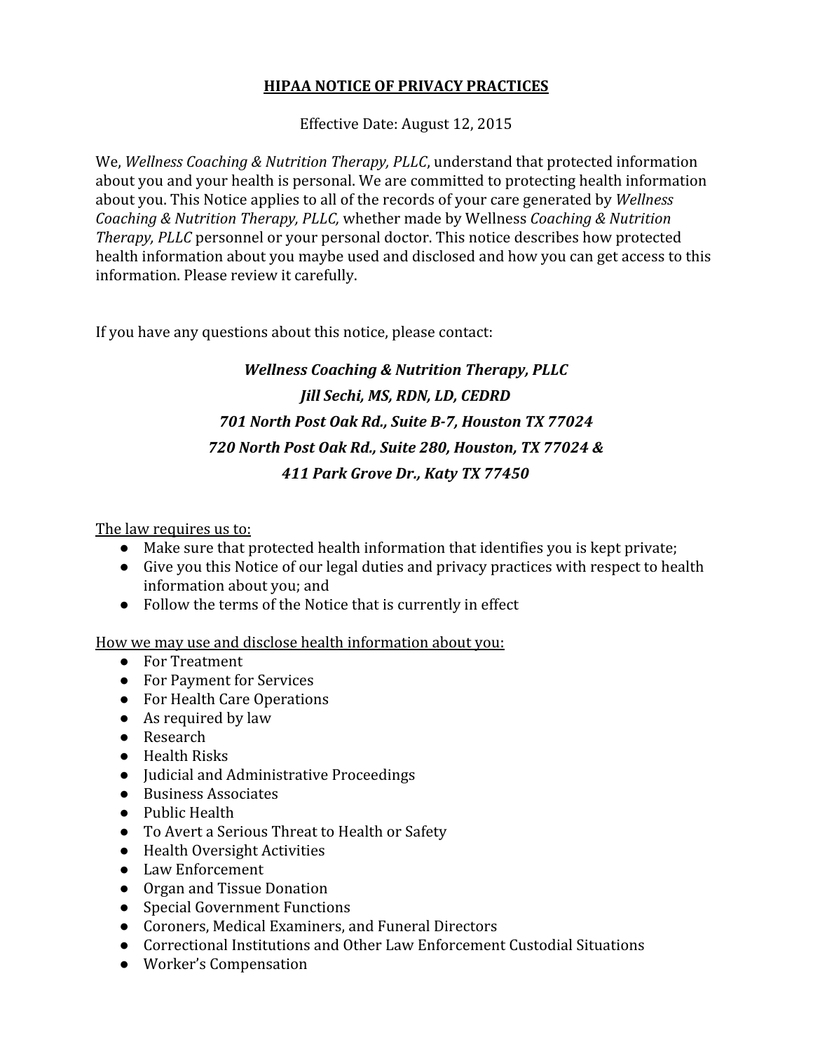# HIPAA NOTICE OF PRIVACY PRACTICES

Effective Date: August 12, 2015

We, *Wellness Coaching & Nutrition Therapy, PLLC*, understand that protected information about you and your health is personal. We are committed to protecting health information about you. This Notice applies to all of the records of your care generated by *Wellness Coaching & Nutrition Therapy, PLLC,* whether made by Wellness *Coaching & Nutrition Therapy, PLLC* personnel or your personal doctor. This notice describes how protected health information about you maybe used and disclosed and how you can get access to this information. Please review it carefully.

If you have any questions about this notice, please contact:

***Wellness Coaching & Nutrition Therapy, PLLC***

***Jill Sechi, MS, RDN, LD, CEDRD***

***701 North Post Oak Rd., Suite B-7, Houston TX 77024***

***720 North Post Oak Rd., Suite 280, Houston, TX 77024 &***

***411 Park Grove Dr., Katy TX 77450***

<u>The law requires us to:</u>

- Make sure that protected health information that identifies you is kept private;
- Give you this Notice of our legal duties and privacy practices with respect to health information about you; and
- Follow the terms of the Notice that is currently in effect

<u>How we may use and disclose health information about you:</u>

- For Treatment
- For Payment for Services
- For Health Care Operations
- As required by law
- Research
- Health Risks
- Judicial and Administrative Proceedings
- Business Associates
- Public Health
- To Avert a Serious Threat to Health or Safety
- Health Oversight Activities
- Law Enforcement
- Organ and Tissue Donation
- Special Government Functions
- Coroners, Medical Examiners, and Funeral Directors
- Correctional Institutions and Other Law Enforcement Custodial Situations
- Worker's Compensation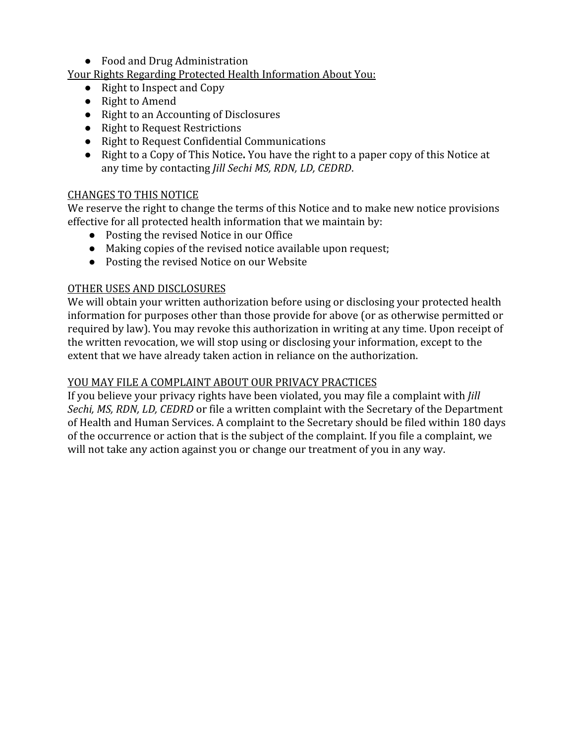- Food and Drug Administration

Your Rights Regarding Protected Health Information About You:

- Right to Inspect and Copy
- Right to Amend
- Right to an Accounting of Disclosures
- Right to Request Restrictions
- Right to Request Confidential Communications
- Right to a Copy of This Notice**.** You have the right to a paper copy of this Notice at any time by contacting *Jill Sechi MS, RDN, LD, CEDRD*.

CHANGES TO THIS NOTICE

We reserve the right to change the terms of this Notice and to make new notice provisions effective for all protected health information that we maintain by:

- Posting the revised Notice in our Office
- Making copies of the revised notice available upon request;
- Posting the revised Notice on our Website

OTHER USES AND DISCLOSURES

We will obtain your written authorization before using or disclosing your protected health information for purposes other than those provide for above (or as otherwise permitted or required by law). You may revoke this authorization in writing at any time. Upon receipt of the written revocation, we will stop using or disclosing your information, except to the extent that we have already taken action in reliance on the authorization.

YOU MAY FILE A COMPLAINT ABOUT OUR PRIVACY PRACTICES

If you believe your privacy rights have been violated, you may file a complaint with *Jill Sechi, MS, RDN, LD, CEDRD* or file a written complaint with the Secretary of the Department of Health and Human Services. A complaint to the Secretary should be filed within 180 days of the occurrence or action that is the subject of the complaint. If you file a complaint, we will not take any action against you or change our treatment of you in any way.